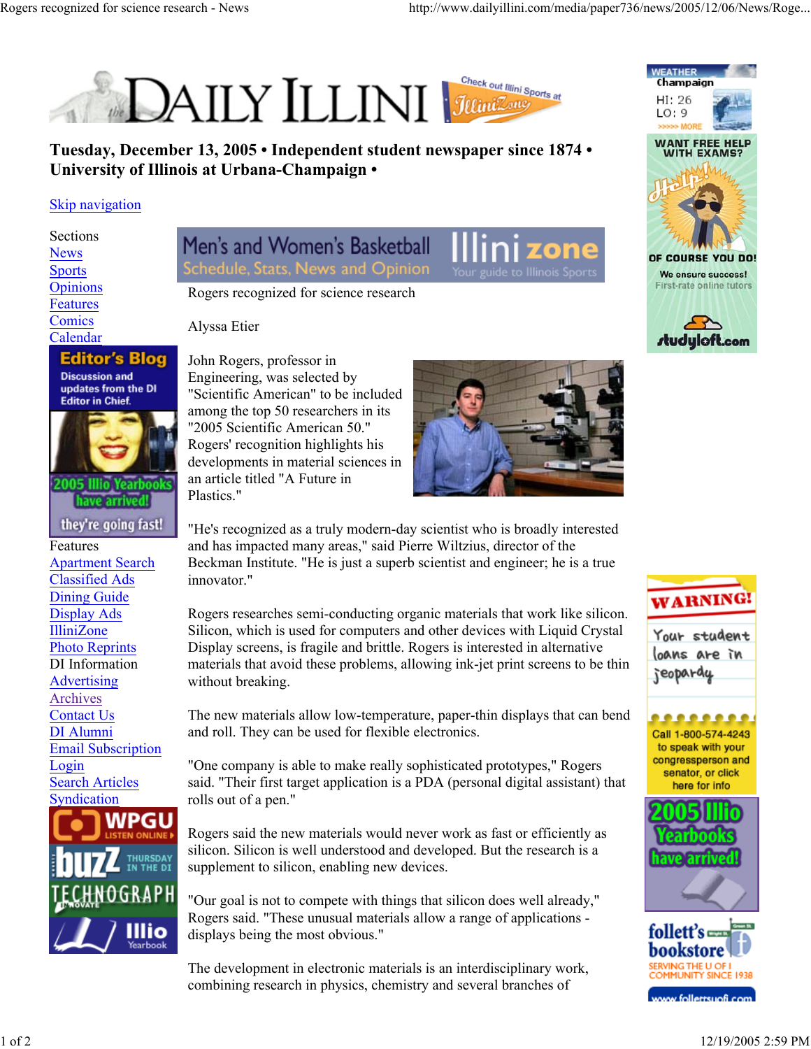Tuesday, December 13, 2005 • Independent student newspaper since 1874 • University of Illinois at Urbana-Champaign •

# Rogers recognized for science research

Alyssa Etier

John Rogers, professor in Engineering, was selected by "Scientific American" to be included among the top 50 researchers in its "2005 Scientific American 50." Rogers' recognition highlights his developments in material sciences in an article titled "A Future in Plastics."

"He's recognized as a truly modern-day scientist who is broadly interested and has impacted many areas," said Pierre Wiltzius, director of the Beckman Institute. "He is just a superb scientist and engineer; he is a true innovator."

Rogers researches semi-conducting organic materials that work like silicon. Silicon, which is used for computers and other devices with Liquid Crystal Display screens, is fragile and brittle. Rogers is interested in alternative materials that avoid these problems, allowing ink-jet print screens to be thin without breaking.

The new materials allow low-temperature, paper-thin displays that can bend and roll. They can be used for flexible electronics.

"One company is able to make really sophisticated prototypes," Rogers said. "Their first target application is a PDA (personal digital assistant) that rolls out of a pen."

Rogers said the new materials would never work as fast or efficiently as silicon. Silicon is well understood and developed. But the research is a supplement to silicon, enabling new devices.

"Our goal is not to compete with things that silicon does well already," Rogers said. "These unusual materials allow a range of applications - displays being the most obvious."

The development in electronic materials is an interdisciplinary work, combining research in physics, chemistry and several branches of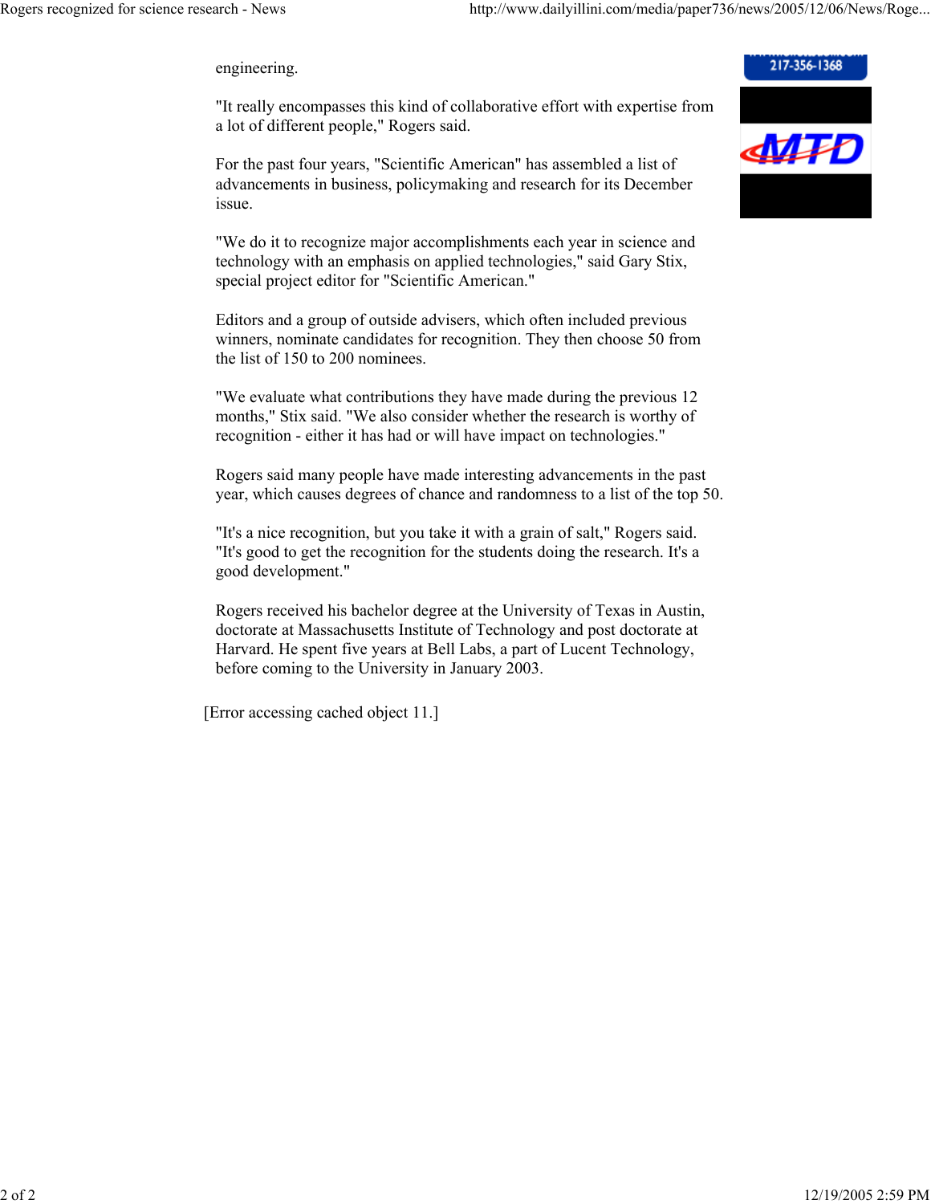engineering.

"It really encompasses this kind of collaborative effort with expertise from a lot of different people," Rogers said.

For the past four years, "Scientific American" has assembled a list of advancements in business, policymaking and research for its December issue.

"We do it to recognize major accomplishments each year in science and technology with an emphasis on applied technologies," said Gary Stix, special project editor for "Scientific American."

Editors and a group of outside advisers, which often included previous winners, nominate candidates for recognition. They then choose 50 from the list of 150 to 200 nominees.

"We evaluate what contributions they have made during the previous 12 months," Stix said. "We also consider whether the research is worthy of recognition - either it has had or will have impact on technologies."

Rogers said many people have made interesting advancements in the past year, which causes degrees of chance and randomness to a list of the top 50.

"It's a nice recognition, but you take it with a grain of salt," Rogers said. "It's good to get the recognition for the students doing the research. It's a good development."

Rogers received his bachelor degree at the University of Texas in Austin, doctorate at Massachusetts Institute of Technology and post doctorate at Harvard. He spent five years at Bell Labs, a part of Lucent Technology, before coming to the University in January 2003.

[Error accessing cached object 11.]